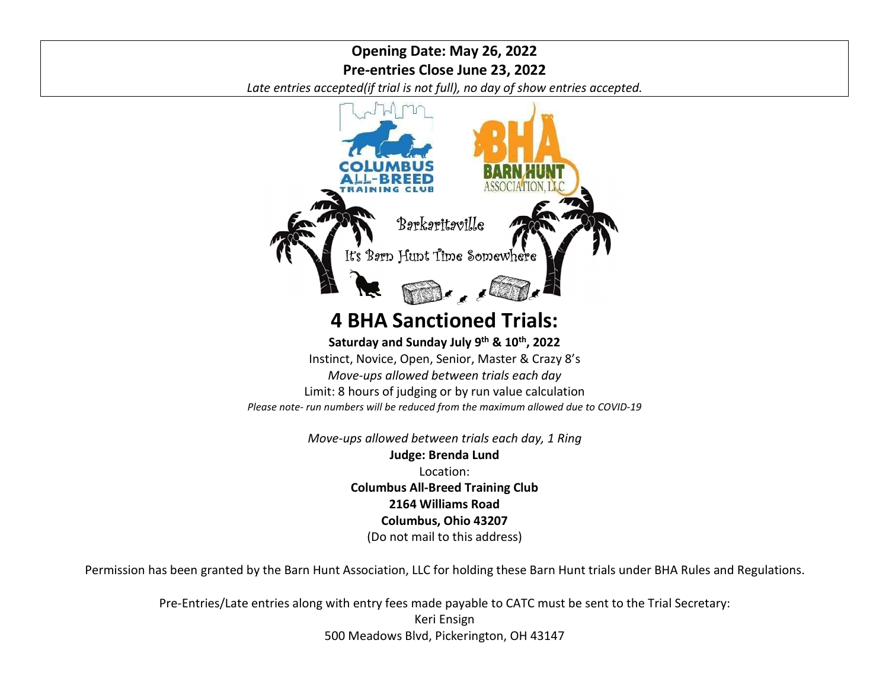**Opening Date: May 26, 2022**
**Pre-entries Close June 23, 2022**
*Late entries accepted(if trial is not full), no day of show entries accepted.*

Barkaritaville

It's Barn Hunt Time Somewhere

# 4 BHA Sanctioned Trials:

**Saturday and Sunday July 9th & 10th, 2022**

Instinct, Novice, Open, Senior, Master & Crazy 8's

*Move-ups allowed between trials each day*

Limit: 8 hours of judging or by run value calculation

*Please note- run numbers will be reduced from the maximum allowed due to COVID-19*

*Move-ups allowed between trials each day, 1 Ring*

**Judge: Brenda Lund**

Location:

**Columbus All-Breed Training Club**
**2164 Williams Road**
**Columbus, Ohio 43207**
(Do not mail to this address)

Permission has been granted by the Barn Hunt Association, LLC for holding these Barn Hunt trials under BHA Rules and Regulations.

Pre-Entries/Late entries along with entry fees made payable to CATC must be sent to the Trial Secretary:
Keri Ensign
500 Meadows Blvd, Pickerington, OH 43147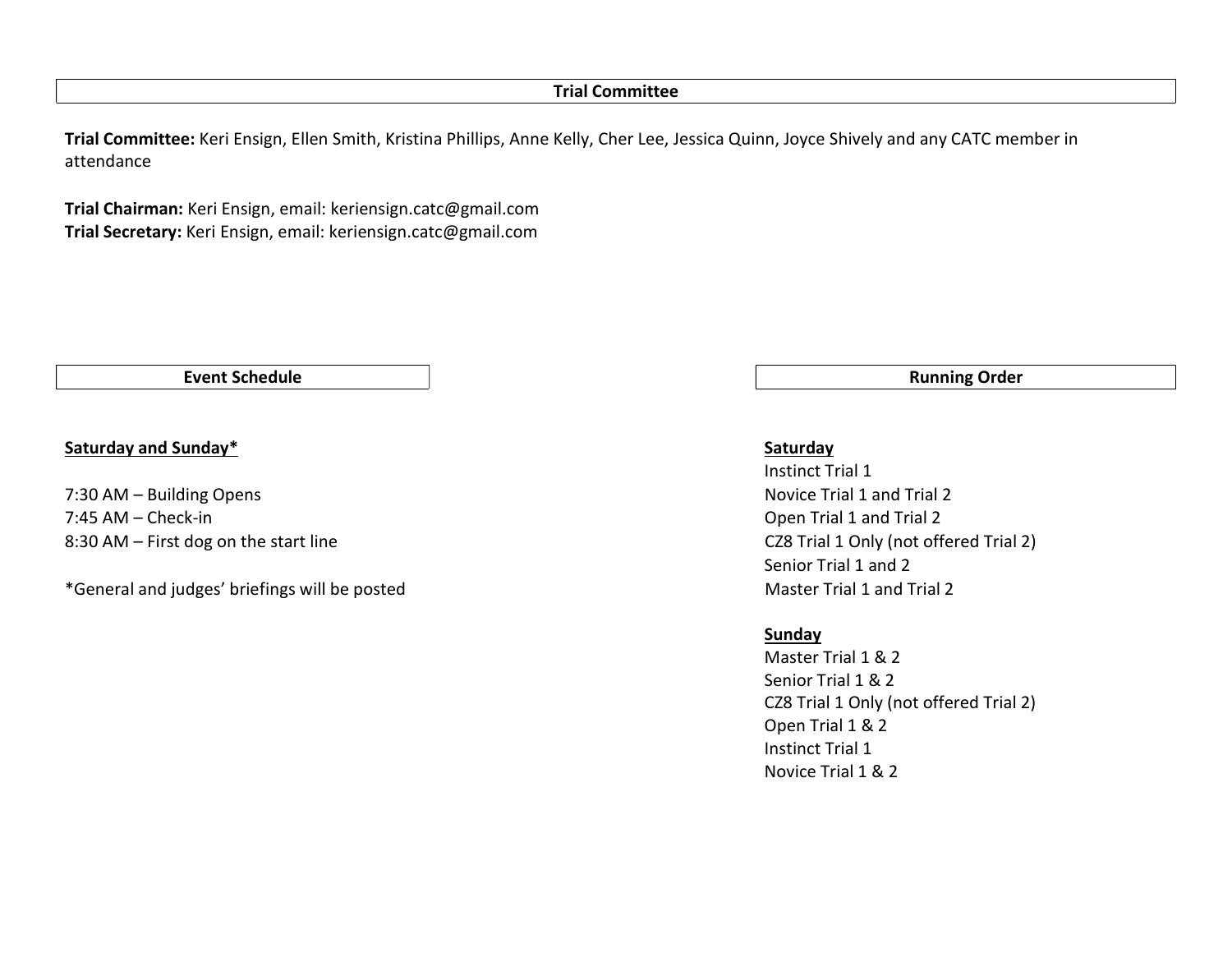## Trial Committee

**Trial Committee:** Keri Ensign, Ellen Smith, Kristina Phillips, Anne Kelly, Cher Lee, Jessica Quinn, Joyce Shively and any CATC member in attendance

**Trial Chairman:** Keri Ensign, email: keriensign.catc@gmail.com
**Trial Secretary:** Keri Ensign, email: keriensign.catc@gmail.com

## Event Schedule

**Saturday and Sunday***

7:30 AM – Building Opens
7:45 AM – Check-in
8:30 AM – First dog on the start line

*General and judges' briefings will be posted

## Running Order

**Saturday**
Instinct Trial 1
Novice Trial 1 and Trial 2
Open Trial 1 and Trial 2
CZ8 Trial 1 Only (not offered Trial 2)
Senior Trial 1 and 2
Master Trial 1 and Trial 2

**Sunday**
Master Trial 1 & 2
Senior Trial 1 & 2
CZ8 Trial 1 Only (not offered Trial 2)
Open Trial 1 & 2
Instinct Trial 1
Novice Trial 1 & 2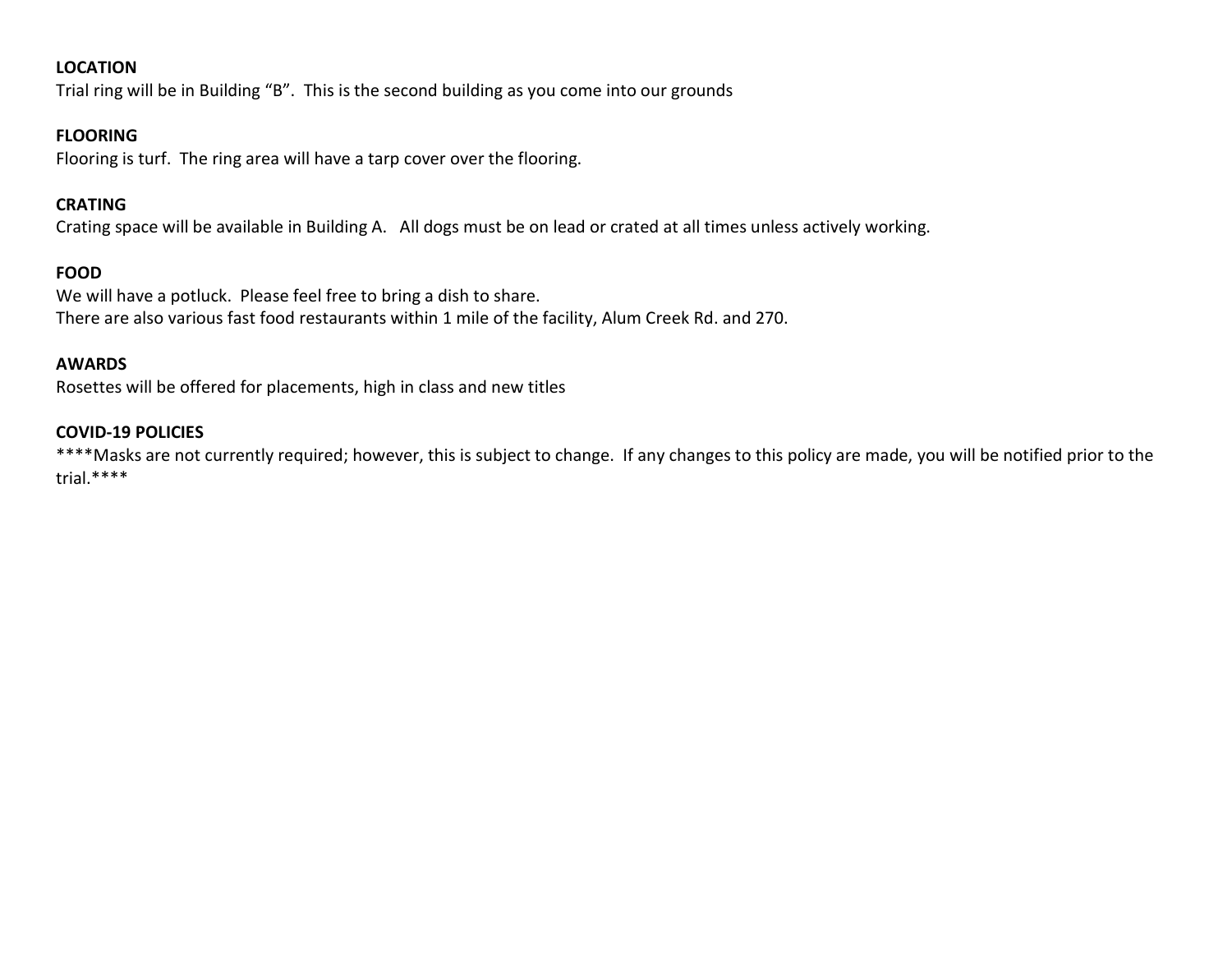**LOCATION**
Trial ring will be in Building "B". This is the second building as you come into our grounds

**FLOORING**
Flooring is turf. The ring area will have a tarp cover over the flooring.

**CRATING**
Crating space will be available in Building A. All dogs must be on lead or crated at all times unless actively working.

**FOOD**
We will have a potluck. Please feel free to bring a dish to share.
There are also various fast food restaurants within 1 mile of the facility, Alum Creek Rd. and 270.

**AWARDS**
Rosettes will be offered for placements, high in class and new titles

**COVID-19 POLICIES**
****Masks are not currently required; however, this is subject to change. If any changes to this policy are made, you will be notified prior to the trial.****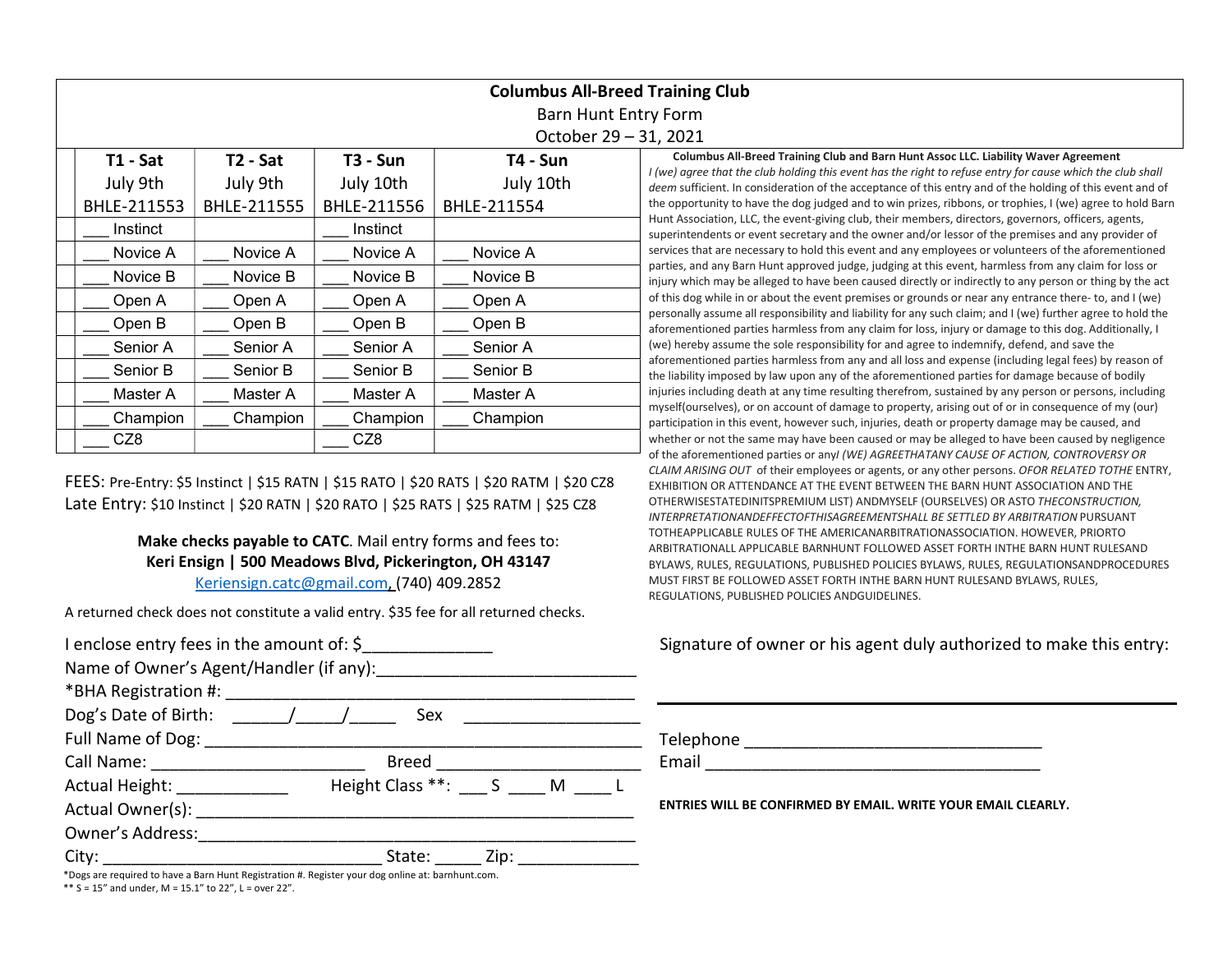**Columbus All-Breed Training Club**

Barn Hunt Entry Form

October 29 – 31, 2021

| T1 - Sat July 9th BHLE-211553 | T2 - Sat July 9th BHLE-211555 | T3 - Sun July 10th BHLE-211556 | T4 - Sun July 10th BHLE-211554 |
|---|---|---|---|
| ___ Instinct | | ___ Instinct | |
| ___ Novice A | ___ Novice A | ___ Novice A | ___ Novice A |
| ___ Novice B | ___ Novice B | ___ Novice B | ___ Novice B |
| ___ Open A | ___ Open A | ___ Open A | ___ Open A |
| ___ Open B | ___ Open B | ___ Open B | ___ Open B |
| ___ Senior A | ___ Senior A | ___ Senior A | ___ Senior A |
| ___ Senior B | ___ Senior B | ___ Senior B | ___ Senior B |
| ___ Master A | ___ Master A | ___ Master A | ___ Master A |
| ___ Champion | ___ Champion | ___ Champion | ___ Champion |
| ___ CZ8 | | ___ CZ8 | |

FEES: Pre-Entry: $5 Instinct | $15 RATN | $15 RATO | $20 RATS | $20 RATM | $20 CZ8
Late Entry: $10 Instinct | $20 RATN | $20 RATO | $25 RATS | $25 RATM | $25 CZ8

**Make checks payable to CATC**. Mail entry forms and fees to:
**Keri Ensign | 500 Meadows Blvd, Pickerington, OH 43147**
Keriensign.catc@gmail.com, (740) 409.2852

A returned check does not constitute a valid entry. $35 fee for all returned checks.

I enclose entry fees in the amount of: $______________

Name of Owner's Agent/Handler (if any):____________________________

*BHA Registration #: ______________________________________________

Dog's Date of Birth: ______/_____/_____ Sex ___________________

Full Name of Dog: _________________________________________________

Call Name: _______________________ Breed ________________________

Actual Height: ____________ Height Class **: ___ S ____ M ____ L

Actual Owner(s): ___________________________________________________

Owner's Address:____________________________________________________

City: _______________________________ State: _____ Zip: _____________

*Dogs are required to have a Barn Hunt Registration #. Register your dog online at: barnhunt.com.
** S = 15" and under, M = 15.1" to 22", L = over 22".

**Columbus All-Breed Training Club and Barn Hunt Assoc LLC. Liability Waver Agreement**

*I (we) agree that the club holding this event has the right to refuse entry for cause which the club shall deem* sufficient. In consideration of the acceptance of this entry and of the holding of this event and of the opportunity to have the dog judged and to win prizes, ribbons, or trophies, I (we) agree to hold Barn Hunt Association, LLC, the event-giving club, their members, directors, governors, officers, agents, superintendents or event secretary and the owner and/or lessor of the premises and any provider of services that are necessary to hold this event and any employees or volunteers of the aforementioned parties, and any Barn Hunt approved judge, judging at this event, harmless from any claim for loss or injury which may be alleged to have been caused directly or indirectly to any person or thing by the act of this dog while in or about the event premises or grounds or near any entrance there- to, and I (we) personally assume all responsibility and liability for any such claim; and I (we) further agree to hold the aforementioned parties harmless from any claim for loss, injury or damage to this dog. Additionally, I (we) hereby assume the sole responsibility for and agree to indemnify, defend, and save the aforementioned parties harmless from any and all loss and expense (including legal fees) by reason of the liability imposed by law upon any of the aforementioned parties for damage because of bodily injuries including death at any time resulting therefrom, sustained by any person or persons, including myself(ourselves), or on account of damage to property, arising out of or in consequence of my (our) participation in this event, however such, injuries, death or property damage may be caused, and whether or not the same may have been caused or may be alleged to have been caused by negligence of the aforementioned parties or any*I (WE) AGREETHATANY CAUSE OF ACTION, CONTROVERSY OR CLAIM ARISING OUT* of their employees or agents, or any other persons. *OFOR RELATED TOTHE* ENTRY, EXHIBITION OR ATTENDANCE AT THE EVENT BETWEEN THE BARN HUNT ASSOCIATION AND THE OTHERWISESTATEDINITSPREMIUM LIST) ANDMYSELF (OURSELVES) OR ASTO *THECONSTRUCTION, INTERPRETATIONANDEFFECTOFTHISAGREEMENTSHALL BE SETTLED BY ARBITRATION* PURSUANT TOTHEAPPLICABLE RULES OF THE AMERICANARBITRATIONASSOCIATION. HOWEVER, PRIORTO ARBITRATIONALL APPLICABLE BARNHUNT FOLLOWED ASSET FORTH INTHE BARN HUNT RULESAND BYLAWS, RULES, REGULATIONS, PUBLISHED POLICIES BYLAWS, RULES, REGULATIONSANDPROCEDURES MUST FIRST BE FOLLOWED ASSET FORTH INTHE BARN HUNT RULESAND BYLAWS, RULES, REGULATIONS, PUBLISHED POLICIES ANDGUIDELINES.

Signature of owner or his agent duly authorized to make this entry:

_______________________________________________

Telephone ________________________________

Email ____________________________________

**ENTRIES WILL BE CONFIRMED BY EMAIL. WRITE YOUR EMAIL CLEARLY.**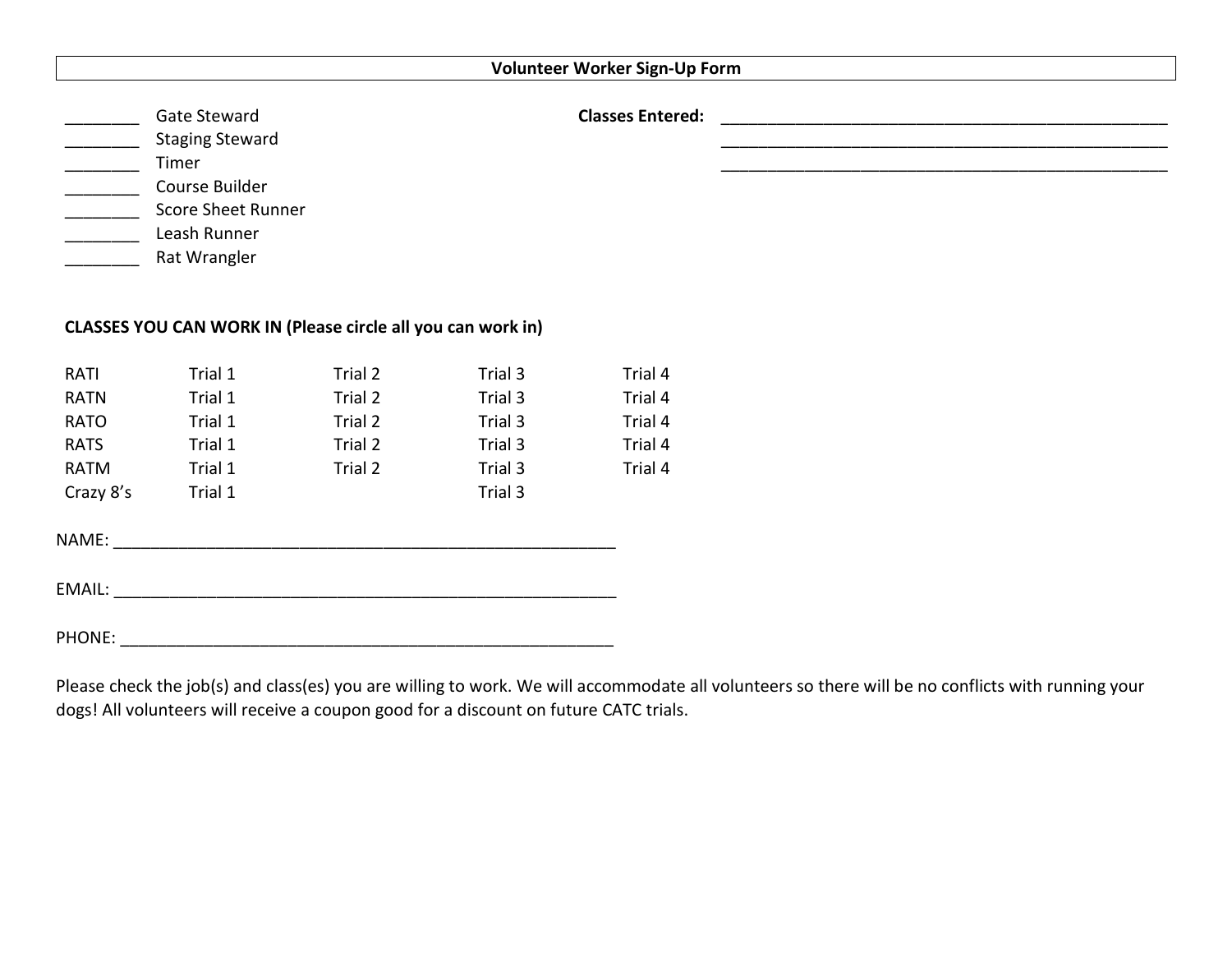## Volunteer Worker Sign-Up Form

________ Gate Steward
________ Staging Steward
________ Timer
________ Course Builder
________ Score Sheet Runner
________ Leash Runner
________ Rat Wrangler

**Classes Entered:** ________________________________________________
________________________________________________
________________________________________________

**CLASSES YOU CAN WORK IN (Please circle all you can work in)**

| | | | | |
|---|---|---|---|---|
| RATI | Trial 1 | Trial 2 | Trial 3 | Trial 4 |
| RATN | Trial 1 | Trial 2 | Trial 3 | Trial 4 |
| RATO | Trial 1 | Trial 2 | Trial 3 | Trial 4 |
| RATS | Trial 1 | Trial 2 | Trial 3 | Trial 4 |
| RATM | Trial 1 | Trial 2 | Trial 3 | Trial 4 |
| Crazy 8's | Trial 1 | | Trial 3 | |

NAME: _______________________________________________________

EMAIL: _______________________________________________________

PHONE: ______________________________________________________

Please check the job(s) and class(es) you are willing to work. We will accommodate all volunteers so there will be no conflicts with running your dogs! All volunteers will receive a coupon good for a discount on future CATC trials.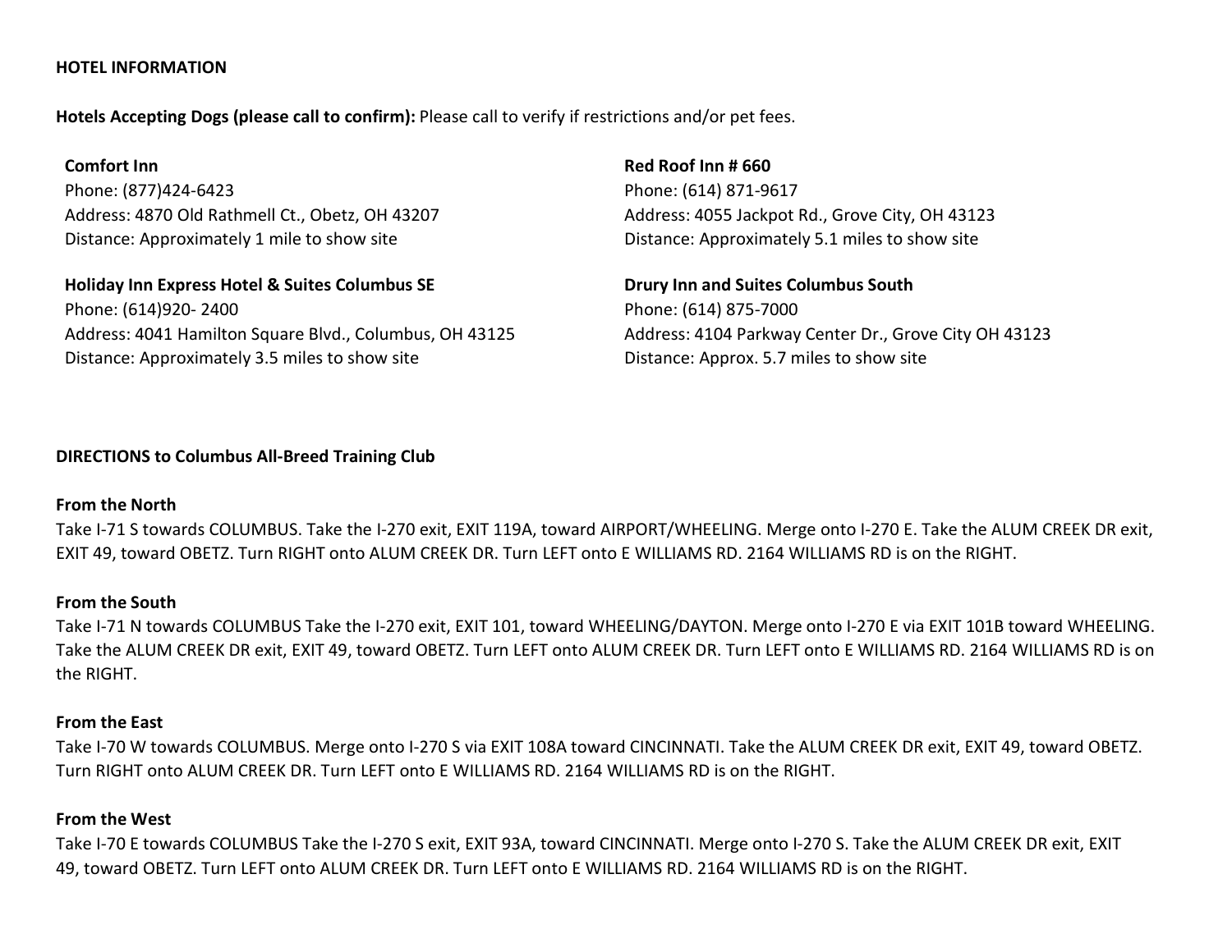**HOTEL INFORMATION**

**Hotels Accepting Dogs (please call to confirm):** Please call to verify if restrictions and/or pet fees.

**Comfort Inn**
Phone: (877)424-6423
Address: 4870 Old Rathmell Ct., Obetz, OH 43207
Distance: Approximately 1 mile to show site

**Holiday Inn Express Hotel & Suites Columbus SE**
Phone: (614)920- 2400
Address: 4041 Hamilton Square Blvd., Columbus, OH 43125
Distance: Approximately 3.5 miles to show site

**Red Roof Inn # 660**
Phone: (614) 871-9617
Address: 4055 Jackpot Rd., Grove City, OH 43123
Distance: Approximately 5.1 miles to show site

**Drury Inn and Suites Columbus South**
Phone: (614) 875-7000
Address: 4104 Parkway Center Dr., Grove City OH 43123
Distance: Approx. 5.7 miles to show site

**DIRECTIONS to Columbus All-Breed Training Club**

**From the North**
Take I-71 S towards COLUMBUS. Take the I-270 exit, EXIT 119A, toward AIRPORT/WHEELING. Merge onto I-270 E. Take the ALUM CREEK DR exit, EXIT 49, toward OBETZ. Turn RIGHT onto ALUM CREEK DR. Turn LEFT onto E WILLIAMS RD. 2164 WILLIAMS RD is on the RIGHT.

**From the South**
Take I-71 N towards COLUMBUS Take the I-270 exit, EXIT 101, toward WHEELING/DAYTON. Merge onto I-270 E via EXIT 101B toward WHEELING. Take the ALUM CREEK DR exit, EXIT 49, toward OBETZ. Turn LEFT onto ALUM CREEK DR. Turn LEFT onto E WILLIAMS RD. 2164 WILLIAMS RD is on the RIGHT.

**From the East**
Take I-70 W towards COLUMBUS. Merge onto I-270 S via EXIT 108A toward CINCINNATI. Take the ALUM CREEK DR exit, EXIT 49, toward OBETZ. Turn RIGHT onto ALUM CREEK DR. Turn LEFT onto E WILLIAMS RD. 2164 WILLIAMS RD is on the RIGHT.

**From the West**
Take I-70 E towards COLUMBUS Take the I-270 S exit, EXIT 93A, toward CINCINNATI. Merge onto I-270 S. Take the ALUM CREEK DR exit, EXIT 49, toward OBETZ. Turn LEFT onto ALUM CREEK DR. Turn LEFT onto E WILLIAMS RD. 2164 WILLIAMS RD is on the RIGHT.